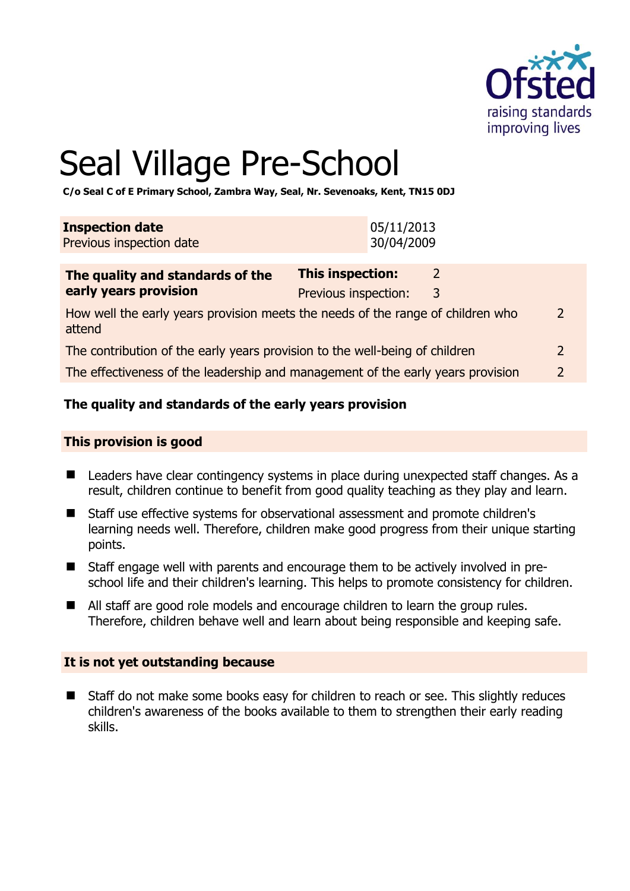# Seal Village Pre-School

**C/o Seal C of E Primary School, Zambra Way, Seal, Nr. Sevenoaks, Kent, TN15 0DJ**

| **Inspection date** | 05/11/2013 |
|---|---|
| Previous inspection date | 30/04/2009 |

| **The quality and standards of the early years provision** | **This inspection:** | 2 | |
|---|---|---|---|
| | Previous inspection: | 3 | |
| How well the early years provision meets the needs of the range of children who attend | | | 2 |
| The contribution of the early years provision to the well-being of children | | | 2 |
| The effectiveness of the leadership and management of the early years provision | | | 2 |

### The quality and standards of the early years provision

#### This provision is good

- Leaders have clear contingency systems in place during unexpected staff changes. As a result, children continue to benefit from good quality teaching as they play and learn.
- Staff use effective systems for observational assessment and promote children's learning needs well. Therefore, children make good progress from their unique starting points.
- Staff engage well with parents and encourage them to be actively involved in pre-school life and their children's learning. This helps to promote consistency for children.
- All staff are good role models and encourage children to learn the group rules. Therefore, children behave well and learn about being responsible and keeping safe.

#### It is not yet outstanding because

- Staff do not make some books easy for children to reach or see. This slightly reduces children's awareness of the books available to them to strengthen their early reading skills.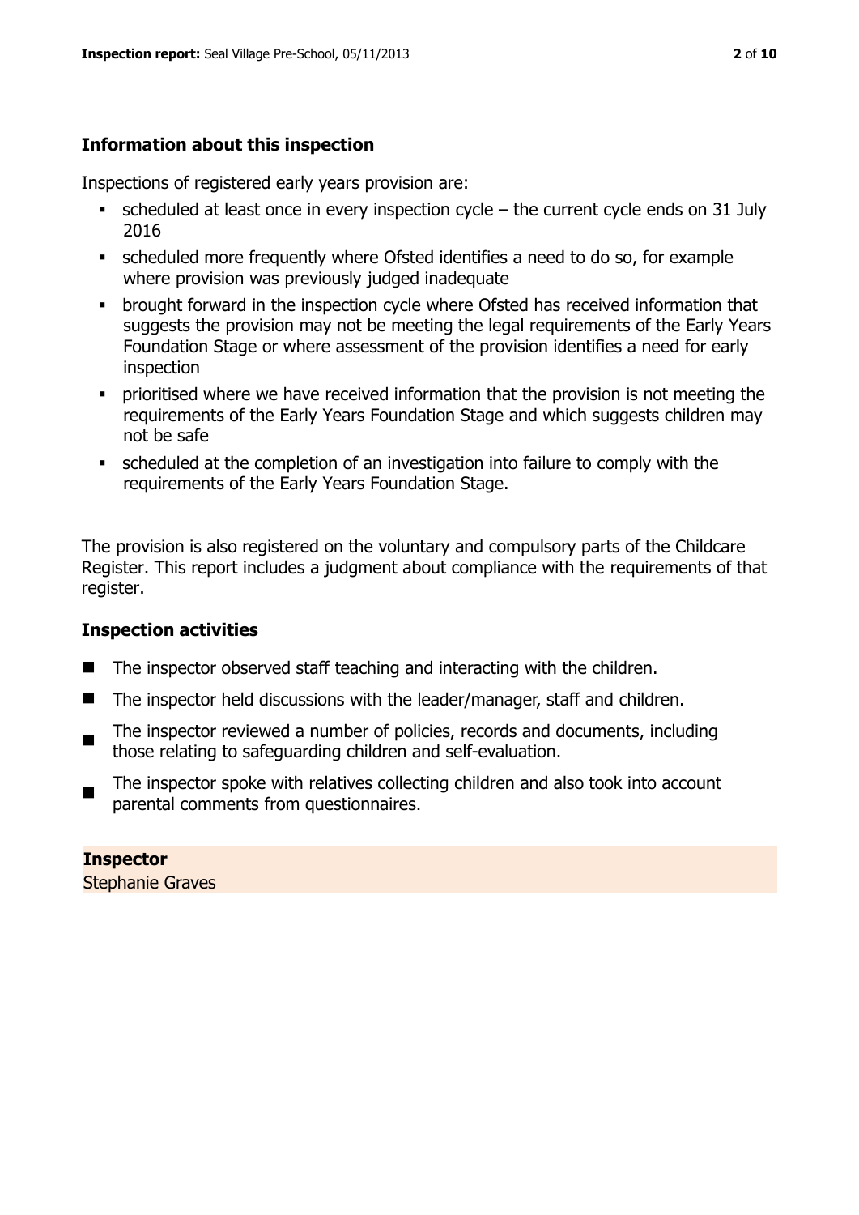## Information about this inspection

Inspections of registered early years provision are:

- scheduled at least once in every inspection cycle – the current cycle ends on 31 July 2016
- scheduled more frequently where Ofsted identifies a need to do so, for example where provision was previously judged inadequate
- brought forward in the inspection cycle where Ofsted has received information that suggests the provision may not be meeting the legal requirements of the Early Years Foundation Stage or where assessment of the provision identifies a need for early inspection
- prioritised where we have received information that the provision is not meeting the requirements of the Early Years Foundation Stage and which suggests children may not be safe
- scheduled at the completion of an investigation into failure to comply with the requirements of the Early Years Foundation Stage.

The provision is also registered on the voluntary and compulsory parts of the Childcare Register. This report includes a judgment about compliance with the requirements of that register.

## Inspection activities

- The inspector observed staff teaching and interacting with the children.
- The inspector held discussions with the leader/manager, staff and children.
- The inspector reviewed a number of policies, records and documents, including those relating to safeguarding children and self-evaluation.
- The inspector spoke with relatives collecting children and also took into account parental comments from questionnaires.

**Inspector**

Stephanie Graves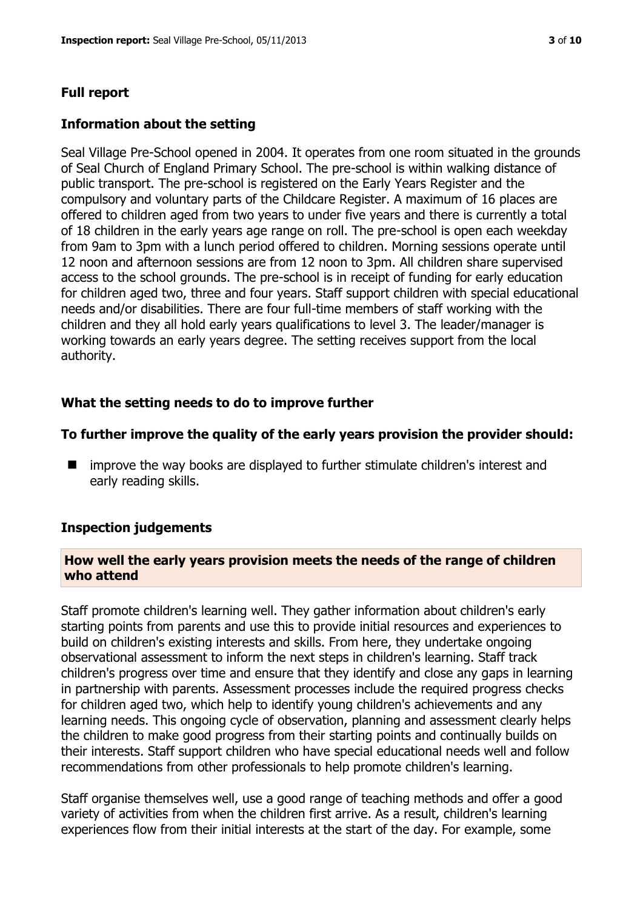## Full report

### Information about the setting

Seal Village Pre-School opened in 2004. It operates from one room situated in the grounds of Seal Church of England Primary School. The pre-school is within walking distance of public transport. The pre-school is registered on the Early Years Register and the compulsory and voluntary parts of the Childcare Register. A maximum of 16 places are offered to children aged from two years to under five years and there is currently a total of 18 children in the early years age range on roll. The pre-school is open each weekday from 9am to 3pm with a lunch period offered to children. Morning sessions operate until 12 noon and afternoon sessions are from 12 noon to 3pm. All children share supervised access to the school grounds. The pre-school is in receipt of funding for early education for children aged two, three and four years. Staff support children with special educational needs and/or disabilities. There are four full-time members of staff working with the children and they all hold early years qualifications to level 3. The leader/manager is working towards an early years degree. The setting receives support from the local authority.

### What the setting needs to do to improve further

### To further improve the quality of the early years provision the provider should:

- improve the way books are displayed to further stimulate children's interest and early reading skills.

### Inspection judgements

#### How well the early years provision meets the needs of the range of children who attend

Staff promote children's learning well. They gather information about children's early starting points from parents and use this to provide initial resources and experiences to build on children's existing interests and skills. From here, they undertake ongoing observational assessment to inform the next steps in children's learning. Staff track children's progress over time and ensure that they identify and close any gaps in learning in partnership with parents. Assessment processes include the required progress checks for children aged two, which help to identify young children's achievements and any learning needs. This ongoing cycle of observation, planning and assessment clearly helps the children to make good progress from their starting points and continually builds on their interests. Staff support children who have special educational needs well and follow recommendations from other professionals to help promote children's learning.

Staff organise themselves well, use a good range of teaching methods and offer a good variety of activities from when the children first arrive. As a result, children's learning experiences flow from their initial interests at the start of the day. For example, some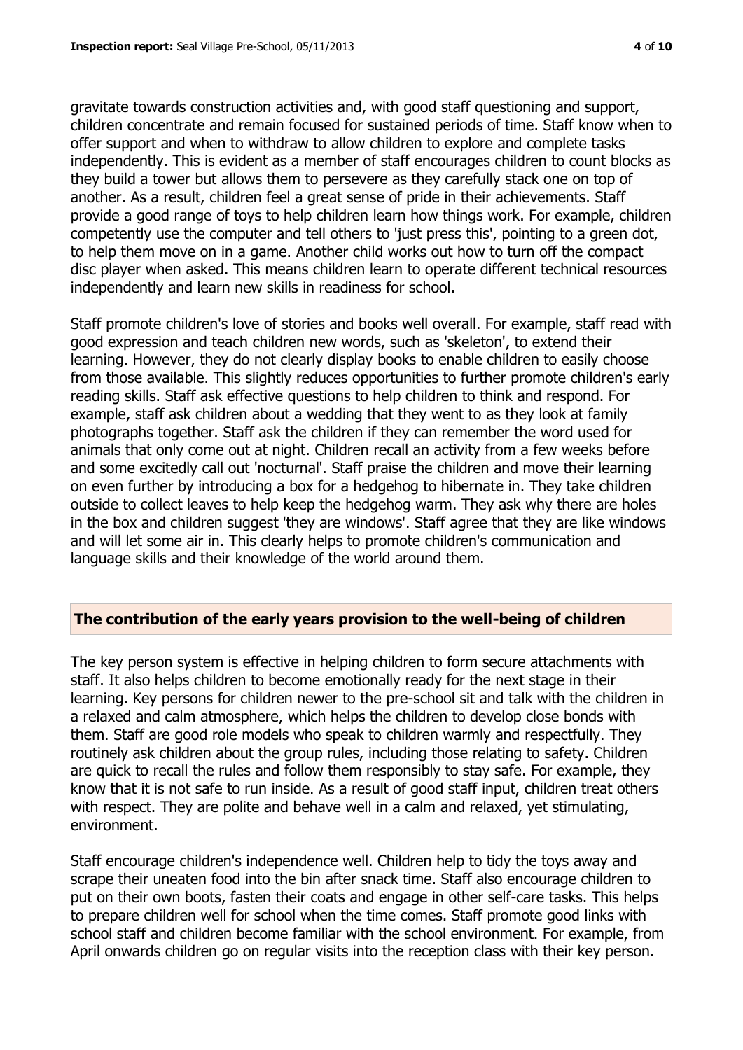gravitate towards construction activities and, with good staff questioning and support, children concentrate and remain focused for sustained periods of time. Staff know when to offer support and when to withdraw to allow children to explore and complete tasks independently. This is evident as a member of staff encourages children to count blocks as they build a tower but allows them to persevere as they carefully stack one on top of another. As a result, children feel a great sense of pride in their achievements. Staff provide a good range of toys to help children learn how things work. For example, children competently use the computer and tell others to 'just press this', pointing to a green dot, to help them move on in a game. Another child works out how to turn off the compact disc player when asked. This means children learn to operate different technical resources independently and learn new skills in readiness for school.

Staff promote children's love of stories and books well overall. For example, staff read with good expression and teach children new words, such as 'skeleton', to extend their learning. However, they do not clearly display books to enable children to easily choose from those available. This slightly reduces opportunities to further promote children's early reading skills. Staff ask effective questions to help children to think and respond. For example, staff ask children about a wedding that they went to as they look at family photographs together. Staff ask the children if they can remember the word used for animals that only come out at night. Children recall an activity from a few weeks before and some excitedly call out 'nocturnal'. Staff praise the children and move their learning on even further by introducing a box for a hedgehog to hibernate in. They take children outside to collect leaves to help keep the hedgehog warm. They ask why there are holes in the box and children suggest 'they are windows'. Staff agree that they are like windows and will let some air in. This clearly helps to promote children's communication and language skills and their knowledge of the world around them.

## The contribution of the early years provision to the well-being of children

The key person system is effective in helping children to form secure attachments with staff. It also helps children to become emotionally ready for the next stage in their learning. Key persons for children newer to the pre-school sit and talk with the children in a relaxed and calm atmosphere, which helps the children to develop close bonds with them. Staff are good role models who speak to children warmly and respectfully. They routinely ask children about the group rules, including those relating to safety. Children are quick to recall the rules and follow them responsibly to stay safe. For example, they know that it is not safe to run inside. As a result of good staff input, children treat others with respect. They are polite and behave well in a calm and relaxed, yet stimulating, environment.

Staff encourage children's independence well. Children help to tidy the toys away and scrape their uneaten food into the bin after snack time. Staff also encourage children to put on their own boots, fasten their coats and engage in other self-care tasks. This helps to prepare children well for school when the time comes. Staff promote good links with school staff and children become familiar with the school environment. For example, from April onwards children go on regular visits into the reception class with their key person.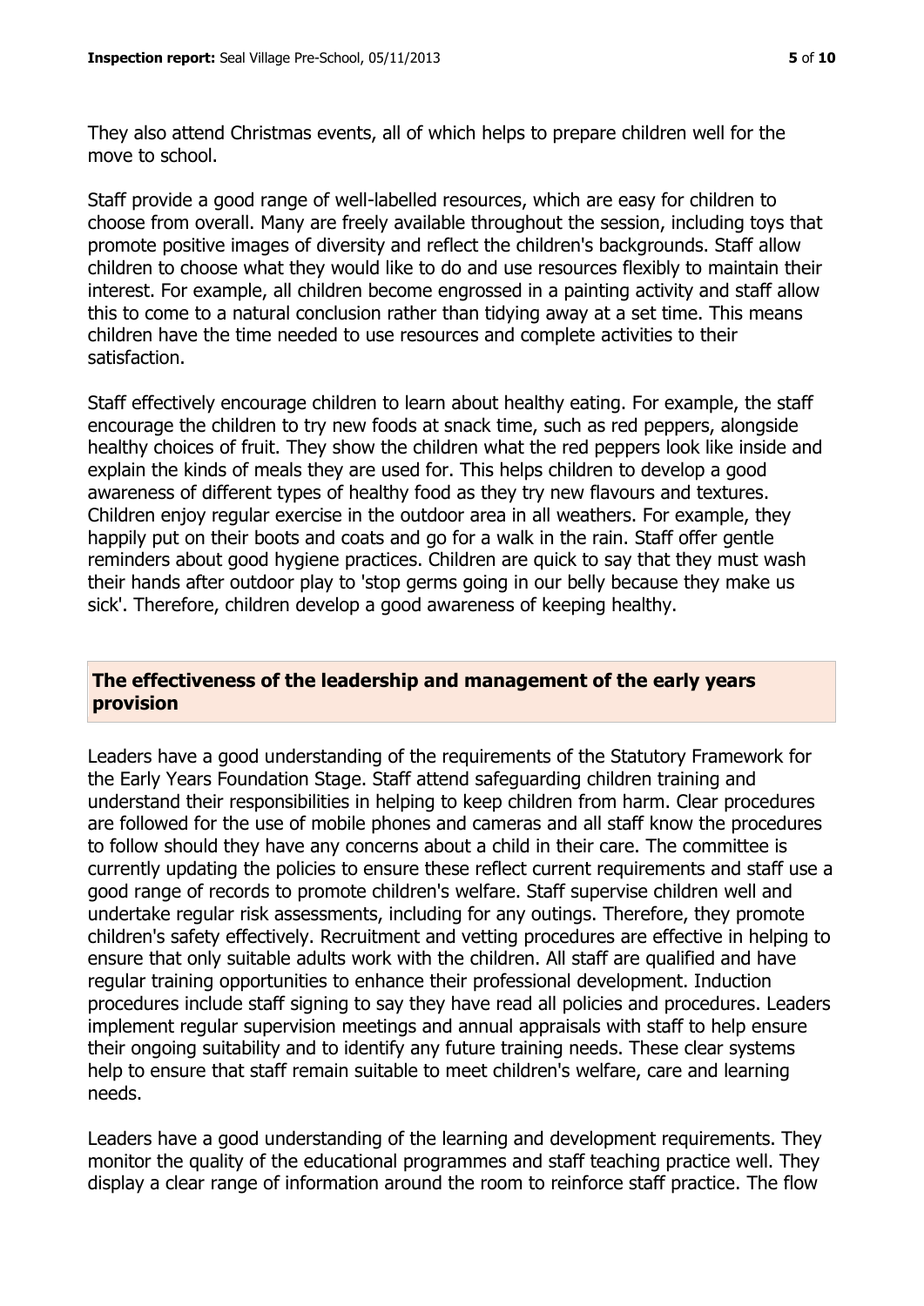They also attend Christmas events, all of which helps to prepare children well for the move to school.

Staff provide a good range of well-labelled resources, which are easy for children to choose from overall. Many are freely available throughout the session, including toys that promote positive images of diversity and reflect the children's backgrounds. Staff allow children to choose what they would like to do and use resources flexibly to maintain their interest. For example, all children become engrossed in a painting activity and staff allow this to come to a natural conclusion rather than tidying away at a set time. This means children have the time needed to use resources and complete activities to their satisfaction.

Staff effectively encourage children to learn about healthy eating. For example, the staff encourage the children to try new foods at snack time, such as red peppers, alongside healthy choices of fruit. They show the children what the red peppers look like inside and explain the kinds of meals they are used for. This helps children to develop a good awareness of different types of healthy food as they try new flavours and textures. Children enjoy regular exercise in the outdoor area in all weathers. For example, they happily put on their boots and coats and go for a walk in the rain. Staff offer gentle reminders about good hygiene practices. Children are quick to say that they must wash their hands after outdoor play to 'stop germs going in our belly because they make us sick'. Therefore, children develop a good awareness of keeping healthy.

## The effectiveness of the leadership and management of the early years provision

Leaders have a good understanding of the requirements of the Statutory Framework for the Early Years Foundation Stage. Staff attend safeguarding children training and understand their responsibilities in helping to keep children from harm. Clear procedures are followed for the use of mobile phones and cameras and all staff know the procedures to follow should they have any concerns about a child in their care. The committee is currently updating the policies to ensure these reflect current requirements and staff use a good range of records to promote children's welfare. Staff supervise children well and undertake regular risk assessments, including for any outings. Therefore, they promote children's safety effectively. Recruitment and vetting procedures are effective in helping to ensure that only suitable adults work with the children. All staff are qualified and have regular training opportunities to enhance their professional development. Induction procedures include staff signing to say they have read all policies and procedures. Leaders implement regular supervision meetings and annual appraisals with staff to help ensure their ongoing suitability and to identify any future training needs. These clear systems help to ensure that staff remain suitable to meet children's welfare, care and learning needs.

Leaders have a good understanding of the learning and development requirements. They monitor the quality of the educational programmes and staff teaching practice well. They display a clear range of information around the room to reinforce staff practice. The flow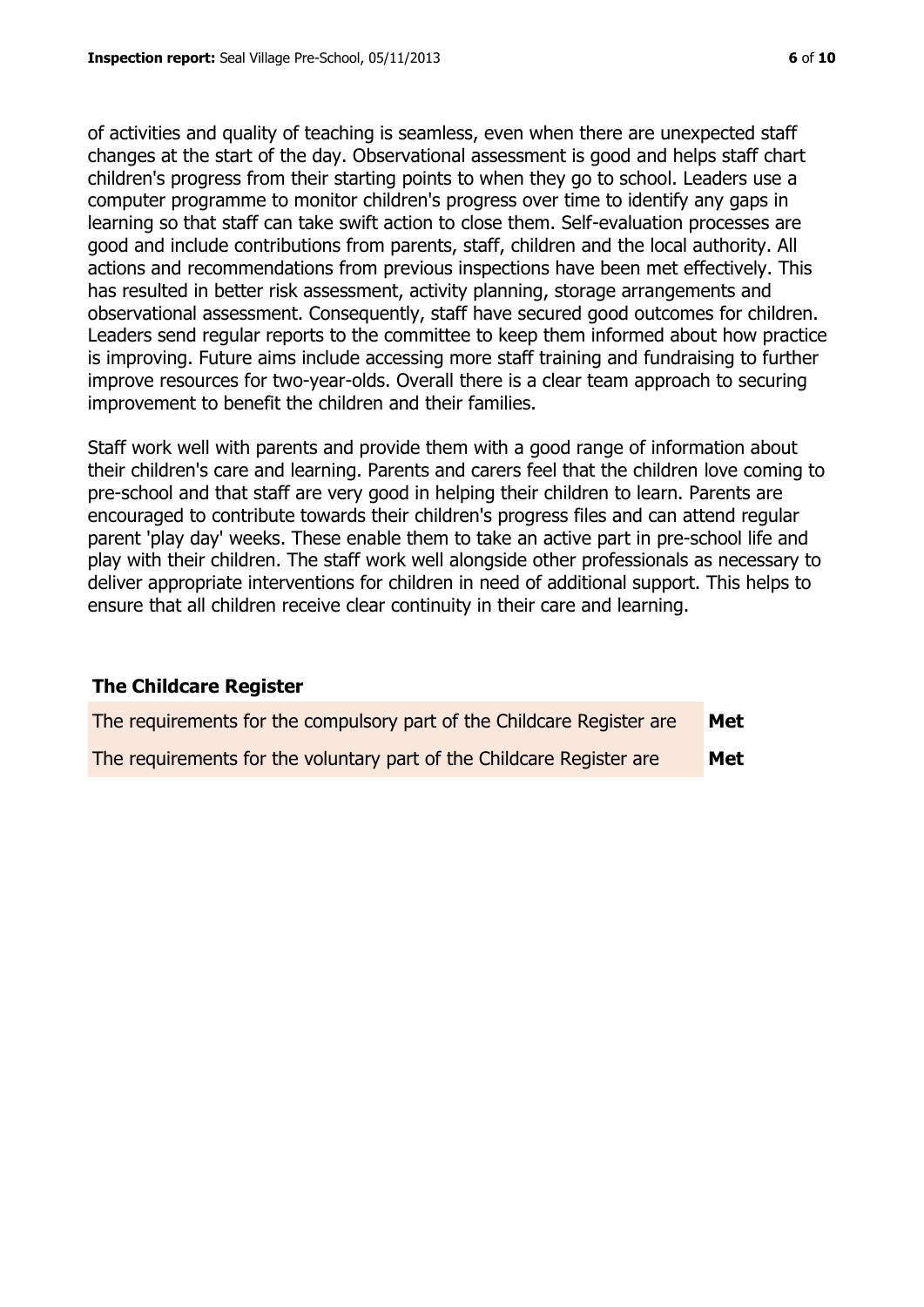of activities and quality of teaching is seamless, even when there are unexpected staff changes at the start of the day. Observational assessment is good and helps staff chart children's progress from their starting points to when they go to school. Leaders use a computer programme to monitor children's progress over time to identify any gaps in learning so that staff can take swift action to close them. Self-evaluation processes are good and include contributions from parents, staff, children and the local authority. All actions and recommendations from previous inspections have been met effectively. This has resulted in better risk assessment, activity planning, storage arrangements and observational assessment. Consequently, staff have secured good outcomes for children. Leaders send regular reports to the committee to keep them informed about how practice is improving. Future aims include accessing more staff training and fundraising to further improve resources for two-year-olds. Overall there is a clear team approach to securing improvement to benefit the children and their families.

Staff work well with parents and provide them with a good range of information about their children's care and learning. Parents and carers feel that the children love coming to pre-school and that staff are very good in helping their children to learn. Parents are encouraged to contribute towards their children's progress files and can attend regular parent 'play day' weeks. These enable them to take an active part in pre-school life and play with their children. The staff work well alongside other professionals as necessary to deliver appropriate interventions for children in need of additional support. This helps to ensure that all children receive clear continuity in their care and learning.

### The Childcare Register

| | |
|---|---|
| The requirements for the compulsory part of the Childcare Register are | **Met** |
| The requirements for the voluntary part of the Childcare Register are | **Met** |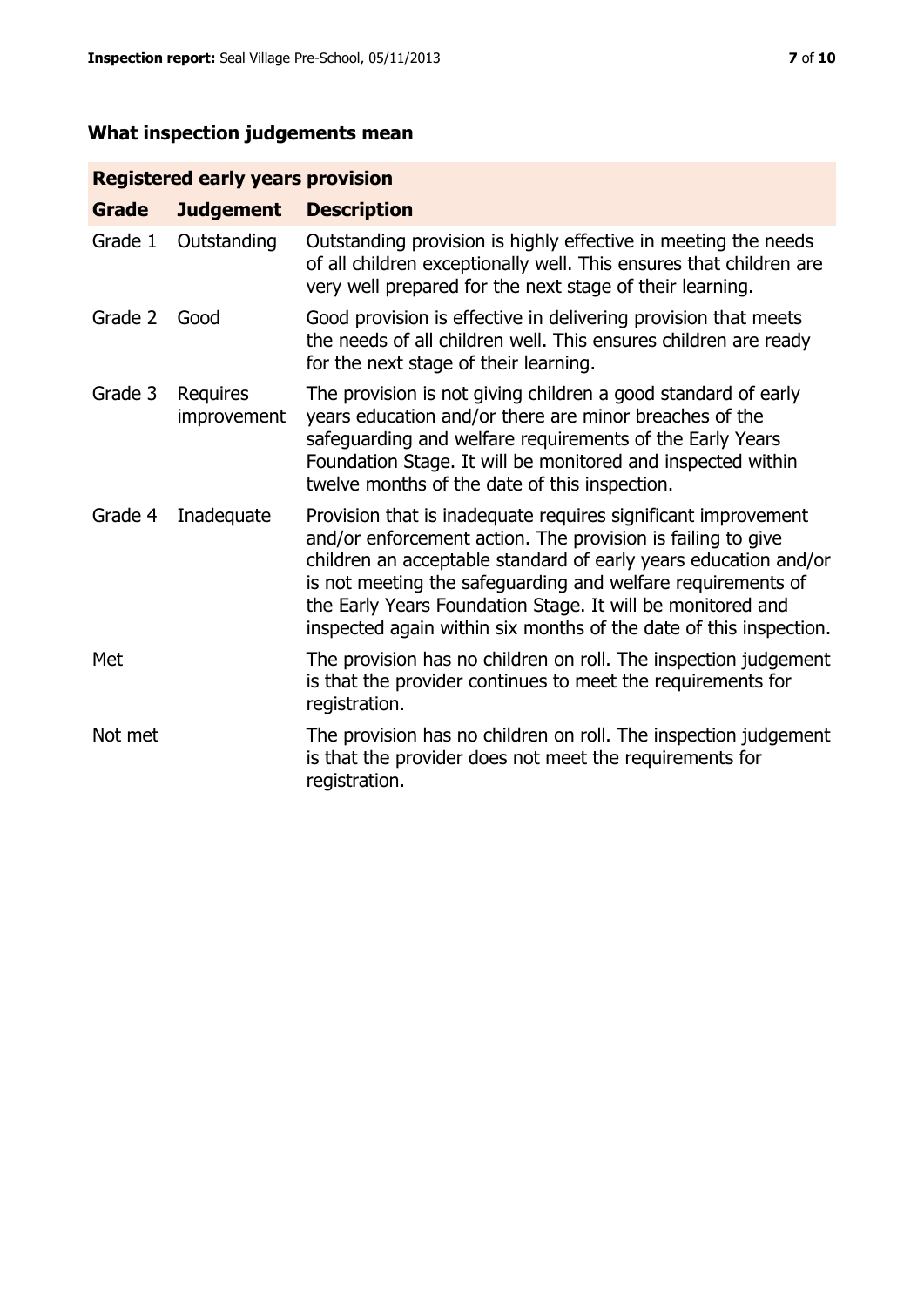## What inspection judgements mean

| Registered early years provision | | |
|---|---|---|
| **Grade** | **Judgement** | **Description** |
| Grade 1 | Outstanding | Outstanding provision is highly effective in meeting the needs of all children exceptionally well. This ensures that children are very well prepared for the next stage of their learning. |
| Grade 2 | Good | Good provision is effective in delivering provision that meets the needs of all children well. This ensures children are ready for the next stage of their learning. |
| Grade 3 | Requires improvement | The provision is not giving children a good standard of early years education and/or there are minor breaches of the safeguarding and welfare requirements of the Early Years Foundation Stage. It will be monitored and inspected within twelve months of the date of this inspection. |
| Grade 4 | Inadequate | Provision that is inadequate requires significant improvement and/or enforcement action. The provision is failing to give children an acceptable standard of early years education and/or is not meeting the safeguarding and welfare requirements of the Early Years Foundation Stage. It will be monitored and inspected again within six months of the date of this inspection. |
| Met | | The provision has no children on roll. The inspection judgement is that the provider continues to meet the requirements for registration. |
| Not met | | The provision has no children on roll. The inspection judgement is that the provider does not meet the requirements for registration. |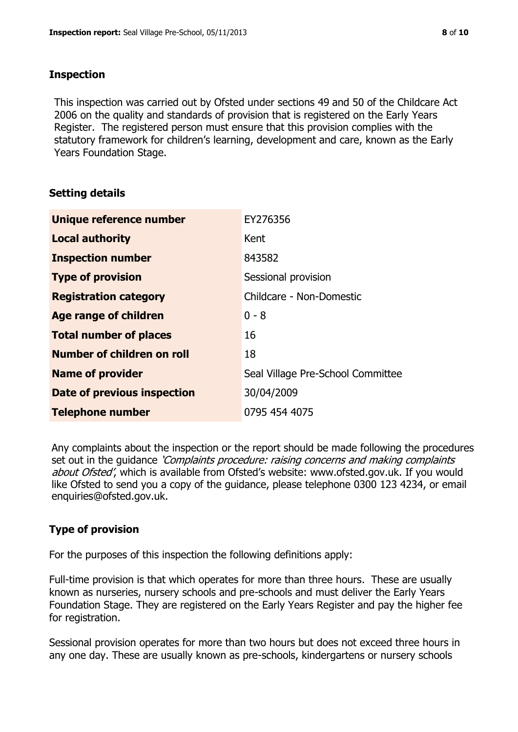## Inspection

This inspection was carried out by Ofsted under sections 49 and 50 of the Childcare Act 2006 on the quality and standards of provision that is registered on the Early Years Register. The registered person must ensure that this provision complies with the statutory framework for children's learning, development and care, known as the Early Years Foundation Stage.

## Setting details

| | |
|---|---|
| **Unique reference number** | EY276356 |
| **Local authority** | Kent |
| **Inspection number** | 843582 |
| **Type of provision** | Sessional provision |
| **Registration category** | Childcare - Non-Domestic |
| **Age range of children** | 0 - 8 |
| **Total number of places** | 16 |
| **Number of children on roll** | 18 |
| **Name of provider** | Seal Village Pre-School Committee |
| **Date of previous inspection** | 30/04/2009 |
| **Telephone number** | 0795 454 4075 |

Any complaints about the inspection or the report should be made following the procedures set out in the guidance *'Complaints procedure: raising concerns and making complaints about Ofsted'*, which is available from Ofsted's website: www.ofsted.gov.uk. If you would like Ofsted to send you a copy of the guidance, please telephone 0300 123 4234, or email enquiries@ofsted.gov.uk.

## Type of provision

For the purposes of this inspection the following definitions apply:

Full-time provision is that which operates for more than three hours. These are usually known as nurseries, nursery schools and pre-schools and must deliver the Early Years Foundation Stage. They are registered on the Early Years Register and pay the higher fee for registration.

Sessional provision operates for more than two hours but does not exceed three hours in any one day. These are usually known as pre-schools, kindergartens or nursery schools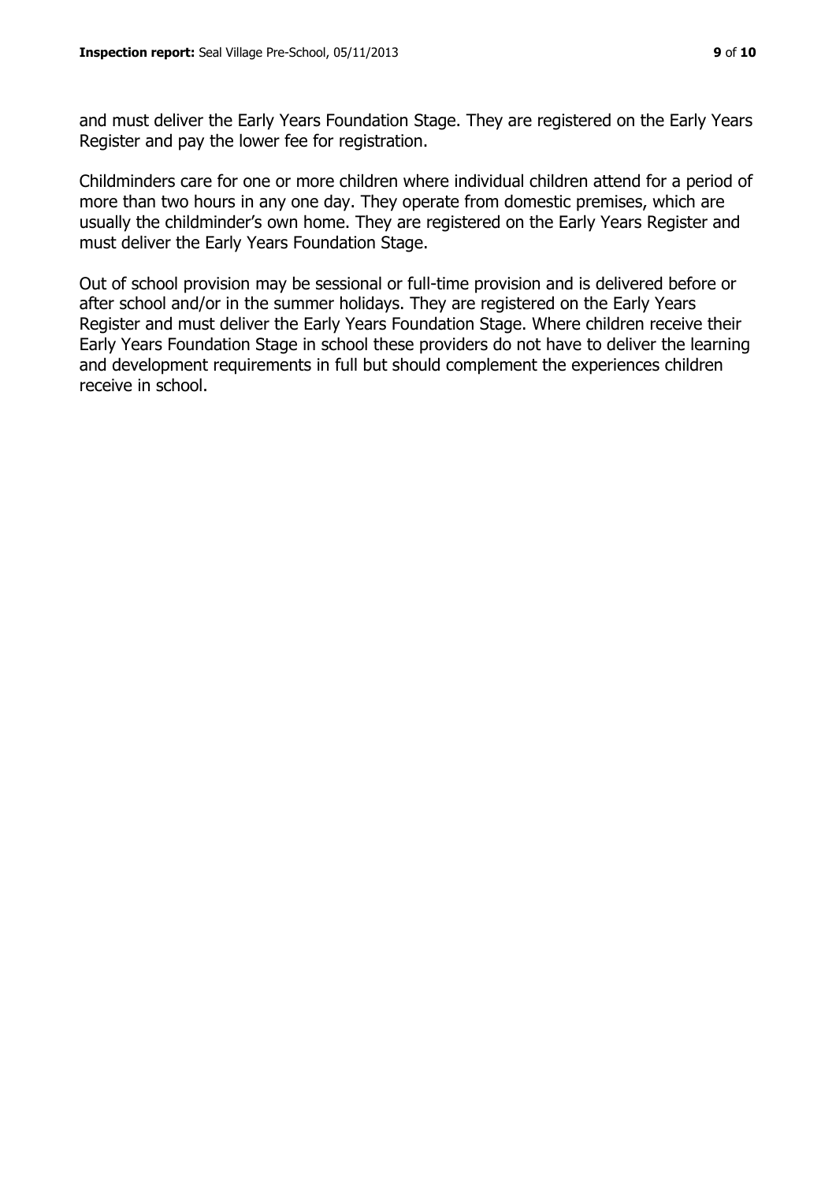and must deliver the Early Years Foundation Stage. They are registered on the Early Years Register and pay the lower fee for registration.

Childminders care for one or more children where individual children attend for a period of more than two hours in any one day. They operate from domestic premises, which are usually the childminder's own home. They are registered on the Early Years Register and must deliver the Early Years Foundation Stage.

Out of school provision may be sessional or full-time provision and is delivered before or after school and/or in the summer holidays. They are registered on the Early Years Register and must deliver the Early Years Foundation Stage. Where children receive their Early Years Foundation Stage in school these providers do not have to deliver the learning and development requirements in full but should complement the experiences children receive in school.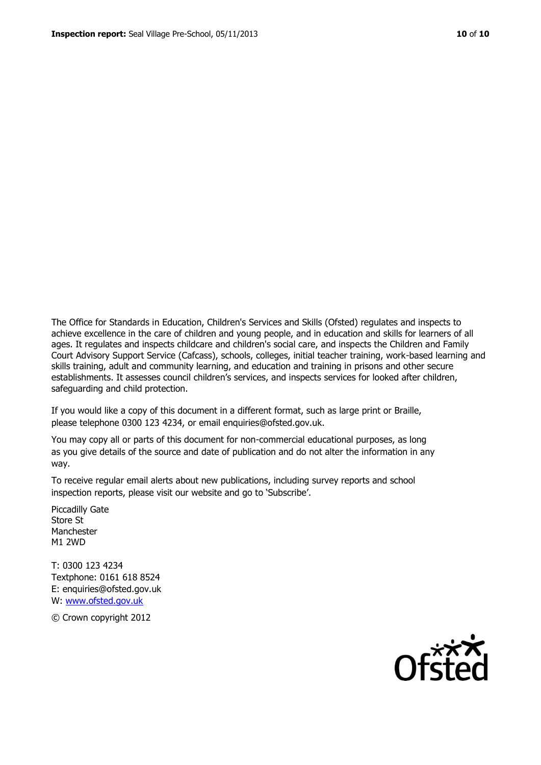The Office for Standards in Education, Children's Services and Skills (Ofsted) regulates and inspects to achieve excellence in the care of children and young people, and in education and skills for learners of all ages. It regulates and inspects childcare and children's social care, and inspects the Children and Family Court Advisory Support Service (Cafcass), schools, colleges, initial teacher training, work-based learning and skills training, adult and community learning, and education and training in prisons and other secure establishments. It assesses council children's services, and inspects services for looked after children, safeguarding and child protection.

If you would like a copy of this document in a different format, such as large print or Braille, please telephone 0300 123 4234, or email enquiries@ofsted.gov.uk.

You may copy all or parts of this document for non-commercial educational purposes, as long as you give details of the source and date of publication and do not alter the information in any way.

To receive regular email alerts about new publications, including survey reports and school inspection reports, please visit our website and go to 'Subscribe'.

Piccadilly Gate
Store St
Manchester
M1 2WD

T: 0300 123 4234
Textphone: 0161 618 8524
E: enquiries@ofsted.gov.uk
W: www.ofsted.gov.uk

© Crown copyright 2012

Ofsted